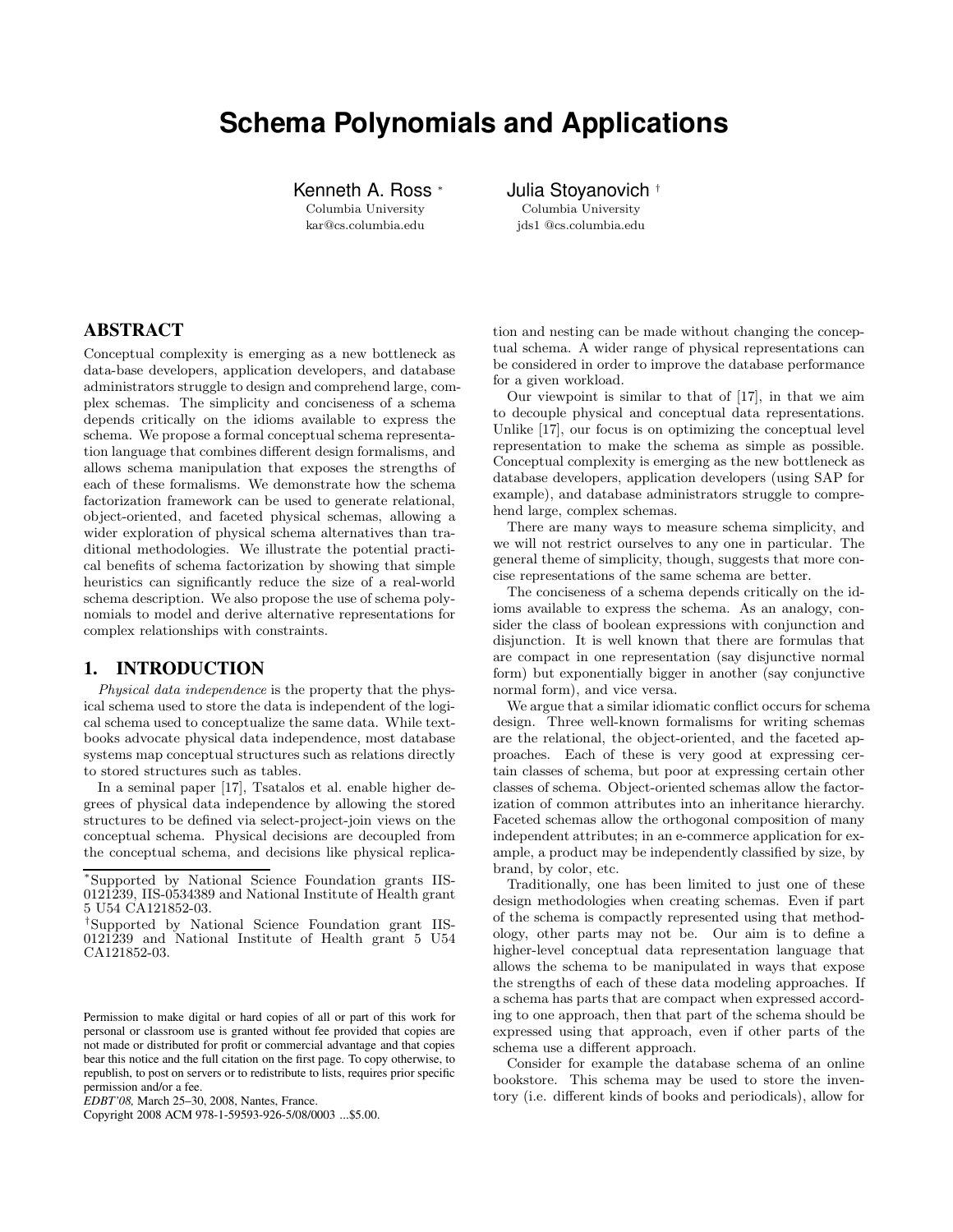# Schema Polynomials and Applications

Kenneth A. Ross [*]
Columbia University
kar@cs.columbia.edu

Julia Stoyanovich [†]
Columbia University
jds1 @cs.columbia.edu

## ABSTRACT

Conceptual complexity is emerging as a new bottleneck as data-base developers, application developers, and database administrators struggle to design and comprehend large, complex schemas. The simplicity and conciseness of a schema depends critically on the idioms available to express the schema. We propose a formal conceptual schema representation language that combines different design formalisms, and allows schema manipulation that exposes the strengths of each of these formalisms. We demonstrate how the schema factorization framework can be used to generate relational, object-oriented, and faceted physical schemas, allowing a wider exploration of physical schema alternatives than traditional methodologies. We illustrate the potential practical benefits of schema factorization by showing that simple heuristics can significantly reduce the size of a real-world schema description. We also propose the use of schema polynomials to model and derive alternative representations for complex relationships with constraints.

## 1. INTRODUCTION

*Physical data independence* is the property that the physical schema used to store the data is independent of the logical schema used to conceptualize the same data. While textbooks advocate physical data independence, most database systems map conceptual structures such as relations directly to stored structures such as tables.

In a seminal paper [17], Tsatalos et al. enable higher degrees of physical data independence by allowing the stored structures to be defined via select-project-join views on the conceptual schema. Physical decisions are decoupled from the conceptual schema, and decisions like physical replication and nesting can be made without changing the conceptual schema. A wider range of physical representations can be considered in order to improve the database performance for a given workload.

Our viewpoint is similar to that of [17], in that we aim to decouple physical and conceptual data representations. Unlike [17], our focus is on optimizing the conceptual level representation to make the schema as simple as possible. Conceptual complexity is emerging as the new bottleneck as database developers, application developers (using SAP for example), and database administrators struggle to comprehend large, complex schemas.

There are many ways to measure schema simplicity, and we will not restrict ourselves to any one in particular. The general theme of simplicity, though, suggests that more concise representations of the same schema are better.

The conciseness of a schema depends critically on the idioms available to express the schema. As an analogy, consider the class of boolean expressions with conjunction and disjunction. It is well known that there are formulas that are compact in one representation (say disjunctive normal form) but exponentially bigger in another (say conjunctive normal form), and vice versa.

We argue that a similar idiomatic conflict occurs for schema design. Three well-known formalisms for writing schemas are the relational, the object-oriented, and the faceted approaches. Each of these is very good at expressing certain classes of schema, but poor at expressing certain other classes of schema. Object-oriented schemas allow the factorization of common attributes into an inheritance hierarchy. Faceted schemas allow the orthogonal composition of many independent attributes; in an e-commerce application for example, a product may be independently classified by size, by brand, by color, etc.

Traditionally, one has been limited to just one of these design methodologies when creating schemas. Even if part of the schema is compactly represented using that methodology, other parts may not be. Our aim is to define a higher-level conceptual data representation language that allows the schema to be manipulated in ways that expose the strengths of each of these data modeling approaches. If a schema has parts that are compact when expressed according to one approach, then that part of the schema should be expressed using that approach, even if other parts of the schema use a different approach.

Consider for example the database schema of an online bookstore. This schema may be used to store the inventory (i.e. different kinds of books and periodicals), allow for

[*] Supported by National Science Foundation grants IIS-0121239, IIS-0534389 and National Institute of Health grant 5 U54 CA121852-03.

[†] Supported by National Science Foundation grant IIS-0121239 and National Institute of Health grant 5 U54 CA121852-03.

Permission to make digital or hard copies of all or part of this work for personal or classroom use is granted without fee provided that copies are not made or distributed for profit or commercial advantage and that copies bear this notice and the full citation on the first page. To copy otherwise, to republish, to post on servers or to redistribute to lists, requires prior specific permission and/or a fee.
*EDBT'08*, March 25–30, 2008, Nantes, France.
Copyright 2008 ACM 978-1-59593-926-5/08/0003 ...$5.00.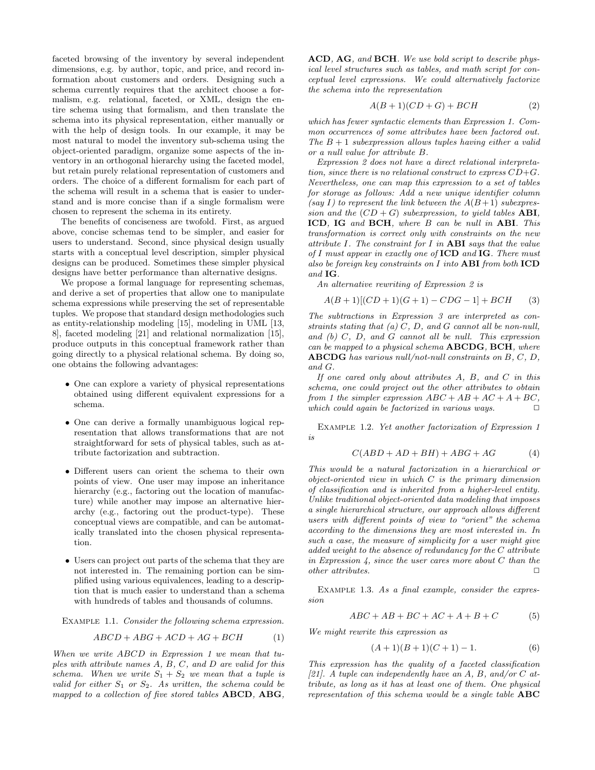faceted browsing of the inventory by several independent dimensions, e.g. by author, topic, and price, and record information about customers and orders. Designing such a schema currently requires that the architect choose a formalism, e.g. relational, faceted, or XML, design the entire schema using that formalism, and then translate the schema into its physical representation, either manually or with the help of design tools. In our example, it may be most natural to model the inventory sub-schema using the object-oriented paradigm, organize some aspects of the inventory in an orthogonal hierarchy using the faceted model, but retain purely relational representation of customers and orders. The choice of a different formalism for each part of the schema will result in a schema that is easier to understand and is more concise than if a single formalism were chosen to represent the schema in its entirety.

The benefits of conciseness are twofold. First, as argued above, concise schemas tend to be simpler, and easier for users to understand. Second, since physical design usually starts with a conceptual level description, simpler physical designs can be produced. Sometimes these simpler physical designs have better performance than alternative designs.

We propose a formal language for representing schemas, and derive a set of properties that allow one to manipulate schema expressions while preserving the set of representable tuples. We propose that standard design methodologies such as entity-relationship modeling [15], modeling in UML [13, 8], faceted modeling [21] and relational normalization [15], produce outputs in this conceptual framework rather than going directly to a physical relational schema. By doing so, one obtains the following advantages:

- One can explore a variety of physical representations obtained using different equivalent expressions for a schema.
- One can derive a formally unambiguous logical representation that allows transformations that are not straightforward for sets of physical tables, such as attribute factorization and subtraction.
- Different users can orient the schema to their own points of view. One user may impose an inheritance hierarchy (e.g., factoring out the location of manufacture) while another may impose an alternative hierarchy (e.g., factoring out the product-type). These conceptual views are compatible, and can be automatically translated into the chosen physical representation.
- Users can project out parts of the schema that they are not interested in. The remaining portion can be simplified using various equivalences, leading to a description that is much easier to understand than a schema with hundreds of tables and thousands of columns.

Example 1.1. *Consider the following schema expression.*

$$ABCD + ABG + ACD + AG + BCH \tag{1}$$

*When we write $ABCD$ in Expression 1 we mean that tuples with attribute names $A$, $B$, $C$, and $D$ are valid for this schema. When we write $S_1 + S_2$ we mean that a tuple is valid for either $S_1$ or $S_2$. As written, the schema could be mapped to a collection of five stored tables* **ABCD**, **ABG**, **ACD**, **AG**, *and* **BCH**. *We use bold script to describe physical level structures such as tables, and math script for conceptual level expressions. We could alternatively factorize the schema into the representation*

$$A(B + 1)(CD + G) + BCH \tag{2}$$

*which has fewer syntactic elements than Expression 1. Common occurrences of some attributes have been factored out. The $B + 1$ subexpression allows tuples having either a valid or a null value for attribute $B$.*

*Expression 2 does not have a direct relational interpretation, since there is no relational construct to express $CD+G$. Nevertheless, one can map this expression to a set of tables for storage as follows: Add a new unique identifier column (say $I$) to represent the link between the $A(B+1)$ subexpression and the $(CD + G)$ subexpression, to yield tables* **ABI**, **ICD**, **IG** *and* **BCH**, *where $B$ can be null in* **ABI**. *This transformation is correct only with constraints on the new attribute $I$. The constraint for $I$ in* **ABI** *says that the value of $I$ must appear in exactly one of* **ICD** *and* **IG**. *There must also be foreign key constraints on $I$ into* **ABI** *from both* **ICD** *and* **IG**.

*An alternative rewriting of Expression 2 is*

$$A(B + 1)[(CD + 1)(G + 1) - CDG - 1] + BCH \tag{3}$$

*The subtractions in Expression 3 are interpreted as constraints stating that (a) $C$, $D$, and $G$ cannot all be non-null, and (b) $C$, $D$, and $G$ cannot all be null. This expression can be mapped to a physical schema* **ABCDG**, **BCH**, *where* **ABCDG** *has various null/not-null constraints on $B$, $C$, $D$, and $G$.*

*If one cared only about attributes $A$, $B$, and $C$ in this schema, one could project out the other attributes to obtain from 1 the simpler expression $ABC + AB + AC + A + BC$, which could again be factorized in various ways.* □

Example 1.2. *Yet another factorization of Expression 1 is*

$$C(ABD + AD + BH) + ABG + AG \tag{4}$$

*This would be a natural factorization in a hierarchical or object-oriented view in which $C$ is the primary dimension of classification and is inherited from a higher-level entity. Unlike traditional object-oriented data modeling that imposes a single hierarchical structure, our approach allows different users with different points of view to "orient" the schema according to the dimensions they are most interested in. In such a case, the measure of simplicity for a user might give added weight to the absence of redundancy for the $C$ attribute in Expression 4, since the user cares more about $C$ than the other attributes.* □

Example 1.3. *As a final example, consider the expression*

$$ABC + AB + BC + AC + A + B + C \tag{5}$$

*We might rewrite this expression as*

$$(A + 1)(B + 1)(C + 1) - 1. \tag{6}$$

*This expression has the quality of a faceted classification [21]. A tuple can independently have an $A$, $B$, and/or $C$ attribute, as long as it has at least one of them. One physical representation of this schema would be a single table* **ABC**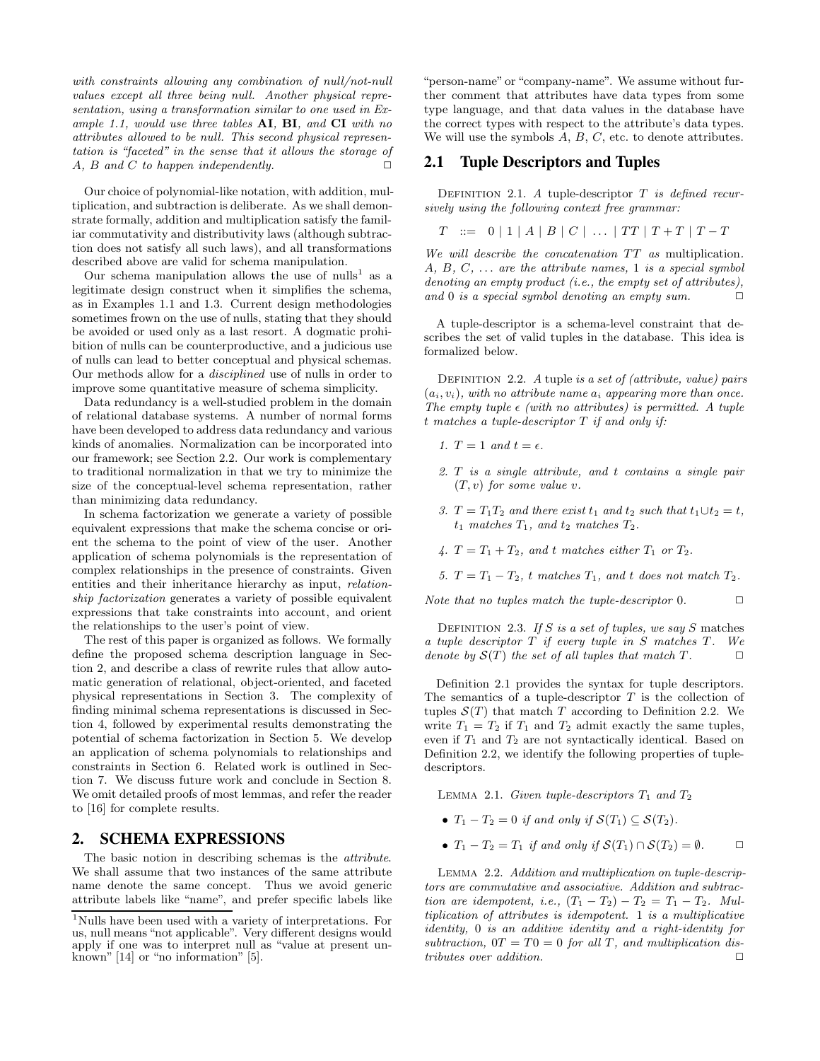*with constraints allowing any combination of null/not-null values except all three being null. Another physical representation, using a transformation similar to one used in Example 1.1, would use three tables* **AI**, **BI**, *and* **CI** *with no attributes allowed to be null. This second physical representation is "faceted" in the sense that it allows the storage of A, B and C to happen independently.* □

Our choice of polynomial-like notation, with addition, multiplication, and subtraction is deliberate. As we shall demonstrate formally, addition and multiplication satisfy the familiar commutativity and distributivity laws (although subtraction does not satisfy all such laws), and all transformations described above are valid for schema manipulation.

Our schema manipulation allows the use of nulls[1] as a legitimate design construct when it simplifies the schema, as in Examples 1.1 and 1.3. Current design methodologies sometimes frown on the use of nulls, stating that they should be avoided or used only as a last resort. A dogmatic prohibition of nulls can be counterproductive, and a judicious use of nulls can lead to better conceptual and physical schemas. Our methods allow for a *disciplined* use of nulls in order to improve some quantitative measure of schema simplicity.

Data redundancy is a well-studied problem in the domain of relational database systems. A number of normal forms have been developed to address data redundancy and various kinds of anomalies. Normalization can be incorporated into our framework; see Section 2.2. Our work is complementary to traditional normalization in that we try to minimize the size of the conceptual-level schema representation, rather than minimizing data redundancy.

In schema factorization we generate a variety of possible equivalent expressions that make the schema concise or orient the schema to the point of view of the user. Another application of schema polynomials is the representation of complex relationships in the presence of constraints. Given entities and their inheritance hierarchy as input, *relationship factorization* generates a variety of possible equivalent expressions that take constraints into account, and orient the relationships to the user's point of view.

The rest of this paper is organized as follows. We formally define the proposed schema description language in Section 2, and describe a class of rewrite rules that allow automatic generation of relational, object-oriented, and faceted physical representations in Section 3. The complexity of finding minimal schema representations is discussed in Section 4, followed by experimental results demonstrating the potential of schema factorization in Section 5. We develop an application of schema polynomials to relationships and constraints in Section 6. Related work is outlined in Section 7. We discuss future work and conclude in Section 8. We omit detailed proofs of most lemmas, and refer the reader to [16] for complete results.

## 2. SCHEMA EXPRESSIONS

The basic notion in describing schemas is the *attribute*. We shall assume that two instances of the same attribute name denote the same concept. Thus we avoid generic attribute labels like "name", and prefer specific labels like "person-name" or "company-name". We assume without further comment that attributes have data types from some type language, and that data values in the database have the correct types with respect to the attribute's data types. We will use the symbols $A$, $B$, $C$, etc. to denote attributes.

[1] Nulls have been used with a variety of interpretations. For us, null means "not applicable". Very different designs would apply if one was to interpret null as "value at present unknown" [14] or "no information" [5].

### 2.1 Tuple Descriptors and Tuples

Definition 2.1. *A tuple-descriptor $T$ is defined recursively using the following context free grammar:*

$$T \ ::= \ 0 \mid 1 \mid A \mid B \mid C \mid \ \ldots \ \mid TT \mid T+T \mid T-T$$

*We will describe the concatenation $TT$ as* multiplication. *$A$, $B$, $C$, ... are the attribute names, 1 is a special symbol denoting an empty product (i.e., the empty set of attributes), and 0 is a special symbol denoting an empty sum.* □

A tuple-descriptor is a schema-level constraint that describes the set of valid tuples in the database. This idea is formalized below.

Definition 2.2. *A* tuple *is a set of (attribute, value) pairs $(a_i, v_i)$, with no attribute name $a_i$ appearing more than once. The empty tuple $\epsilon$ (with no attributes) is permitted. A tuple $t$ matches a tuple-descriptor $T$ if and only if:*

1. *$T = 1$ and $t = \epsilon$.*
2. *$T$ is a single attribute, and $t$ contains a single pair $(T, v)$ for some value $v$.*
3. *$T = T_1T_2$ and there exist $t_1$ and $t_2$ such that $t_1 \cup t_2 = t$, $t_1$ matches $T_1$, and $t_2$ matches $T_2$.*
4. *$T = T_1 + T_2$, and $t$ matches either $T_1$ or $T_2$.*
5. *$T = T_1 - T_2$, $t$ matches $T_1$, and $t$ does not match $T_2$.*

*Note that no tuples match the tuple-descriptor 0.* □

Definition 2.3. *If $S$ is a set of tuples, we say $S$* matches *a tuple descriptor $T$ if every tuple in $S$ matches $T$. We denote by $\mathcal{S}(T)$ the set of all tuples that match $T$.* □

Definition 2.1 provides the syntax for tuple descriptors. The semantics of a tuple-descriptor $T$ is the collection of tuples $\mathcal{S}(T)$ that match $T$ according to Definition 2.2. We write $T_1 = T_2$ if $T_1$ and $T_2$ admit exactly the same tuples, even if $T_1$ and $T_2$ are not syntactically identical. Based on Definition 2.2, we identify the following properties of tuple-descriptors.

Lemma 2.1. *Given tuple-descriptors $T_1$ and $T_2$*

- *$T_1 - T_2 = 0$ if and only if $\mathcal{S}(T_1) \subseteq \mathcal{S}(T_2)$.*
- *$T_1 - T_2 = T_1$ if and only if $\mathcal{S}(T_1) \cap \mathcal{S}(T_2) = \emptyset$.* □

Lemma 2.2. *Addition and multiplication on tuple-descriptors are commutative and associative. Addition and subtraction are idempotent, i.e., $(T_1 - T_2) - T_2 = T_1 - T_2$. Multiplication of attributes is idempotent. 1 is a multiplicative identity, 0 is an additive identity and a right-identity for subtraction, $0T = T0 = 0$ for all $T$, and multiplication distributes over addition.* □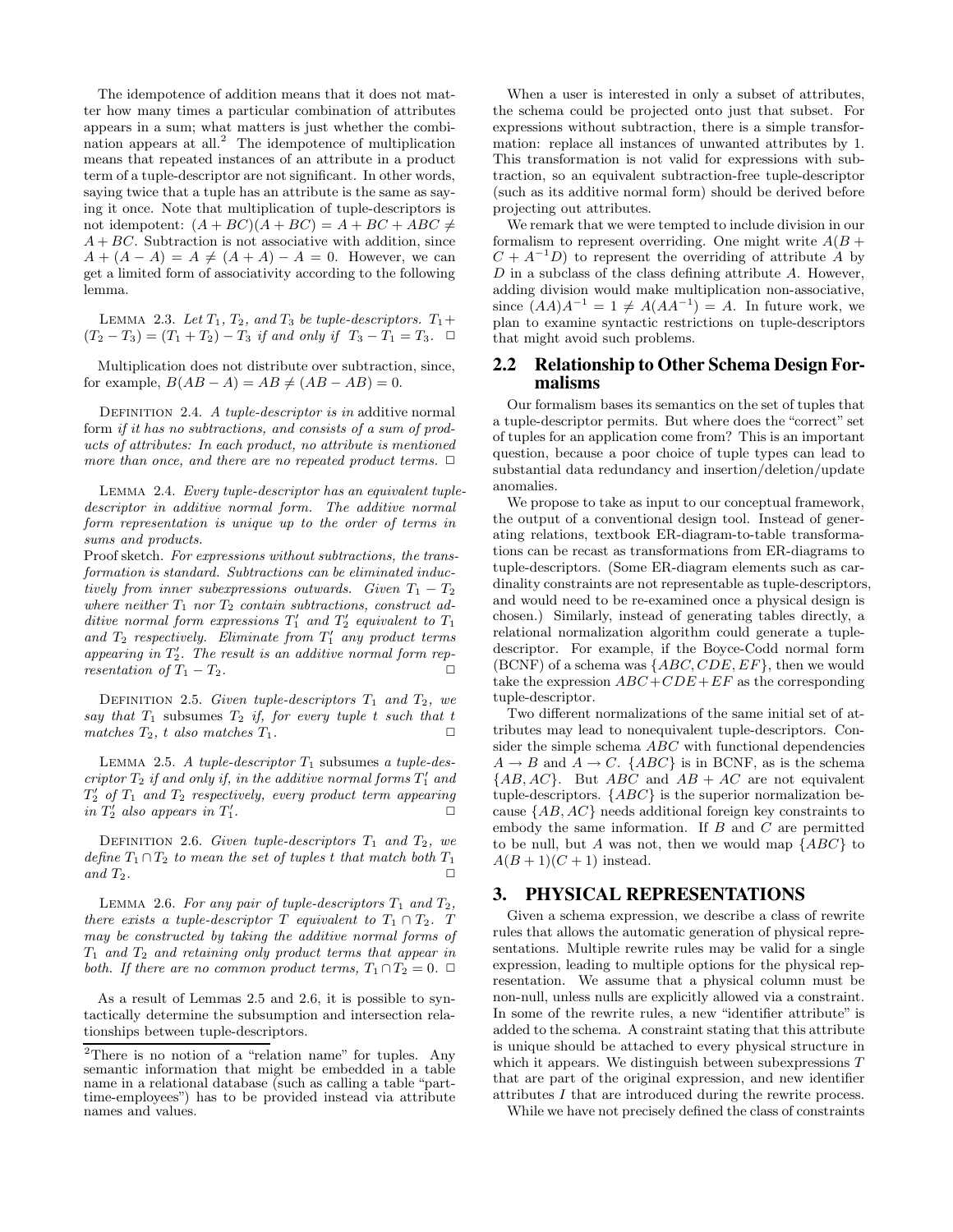The idempotence of addition means that it does not matter how many times a particular combination of attributes appears in a sum; what matters is just whether the combination appears at all.[2] The idempotence of multiplication means that repeated instances of an attribute in a product term of a tuple-descriptor are not significant. In other words, saying twice that a tuple has an attribute is the same as saying it once. Note that multiplication of tuple-descriptors is not idempotent: $(A + BC)(A + BC) = A + BC + ABC \neq A + BC$. Subtraction is not associative with addition, since $A + (A - A) = A \neq (A + A) - A = 0$. However, we can get a limited form of associativity according to the following lemma.

Lemma 2.3. *Let $T_1$, $T_2$, and $T_3$ be tuple-descriptors. $T_1 + (T_2 - T_3) = (T_1 + T_2) - T_3$ if and only if $T_3 - T_1 = T_3$.* □

Multiplication does not distribute over subtraction, since, for example, $B(AB - A) = AB \neq (AB - AB) = 0$.

Definition 2.4. *A tuple-descriptor is in* additive normal form *if it has no subtractions, and consists of a sum of products of attributes: In each product, no attribute is mentioned more than once, and there are no repeated product terms.* □

Lemma 2.4. *Every tuple-descriptor has an equivalent tuple-descriptor in additive normal form. The additive normal form representation is unique up to the order of terms in sums and products.*

Proof sketch. *For expressions without subtractions, the transformation is standard. Subtractions can be eliminated inductively from inner subexpressions outwards. Given $T_1 - T_2$ where neither $T_1$ nor $T_2$ contain subtractions, construct additive normal form expressions $T_1'$ and $T_2'$ equivalent to $T_1$ and $T_2$ respectively. Eliminate from $T_1'$ any product terms appearing in $T_2'$. The result is an additive normal form representation of $T_1 - T_2$.* □

Definition 2.5. *Given tuple-descriptors $T_1$ and $T_2$, we say that $T_1$ subsumes $T_2$ if, for every tuple $t$ such that $t$ matches $T_2$, $t$ also matches $T_1$.* □

Lemma 2.5. *A tuple-descriptor $T_1$* subsumes *a tuple-descriptor $T_2$ if and only if, in the additive normal forms $T_1'$ and $T_2'$ of $T_1$ and $T_2$ respectively, every product term appearing in $T_2'$ also appears in $T_1'$.* □

Definition 2.6. *Given tuple-descriptors $T_1$ and $T_2$, we define $T_1 \cap T_2$ to mean the set of tuples $t$ that match both $T_1$ and $T_2$.* □

Lemma 2.6. *For any pair of tuple-descriptors $T_1$ and $T_2$, there exists a tuple-descriptor $T$ equivalent to $T_1 \cap T_2$. $T$ may be constructed by taking the additive normal forms of $T_1$ and $T_2$ and retaining only product terms that appear in both. If there are no common product terms, $T_1 \cap T_2 = 0$.* □

As a result of Lemmas 2.5 and 2.6, it is possible to syntactically determine the subsumption and intersection relationships between tuple-descriptors.

[2] There is no notion of a "relation name" for tuples. Any semantic information that might be embedded in a table name in a relational database (such as calling a table "part-time-employees") has to be provided instead via attribute names and values.

When a user is interested in only a subset of attributes, the schema could be projected onto just that subset. For expressions without subtraction, there is a simple transformation: replace all instances of unwanted attributes by 1. This transformation is not valid for expressions with subtraction, so an equivalent subtraction-free tuple-descriptor (such as its additive normal form) should be derived before projecting out attributes.

We remark that we were tempted to include division in our formalism to represent overriding. One might write $A(B + C + A^{-1}D)$ to represent the overriding of attribute $A$ by $D$ in a subclass of the class defining attribute $A$. However, adding division would make multiplication non-associative, since $(AA)A^{-1} = 1 \neq A(AA^{-1}) = A$. In future work, we plan to examine syntactic restrictions on tuple-descriptors that might avoid such problems.

## 2.2 Relationship to Other Schema Design Formalisms

Our formalism bases its semantics on the set of tuples that a tuple-descriptor permits. But where does the "correct" set of tuples for an application come from? This is an important question, because a poor choice of tuple types can lead to substantial data redundancy and insertion/deletion/update anomalies.

We propose to take as input to our conceptual framework, the output of a conventional design tool. Instead of generating relations, textbook ER-diagram-to-table transformations can be recast as transformations from ER-diagrams to tuple-descriptors. (Some ER-diagram elements such as cardinality constraints are not representable as tuple-descriptors, and would need to be re-examined once a physical design is chosen.) Similarly, instead of generating tables directly, a relational normalization algorithm could generate a tuple-descriptor. For example, if the Boyce-Codd normal form (BCNF) of a schema was $\{ABC, CDE, EF\}$, then we would take the expression $ABC + CDE + EF$ as the corresponding tuple-descriptor.

Two different normalizations of the same initial set of attributes may lead to nonequivalent tuple-descriptors. Consider the simple schema $ABC$ with functional dependencies $A \rightarrow B$ and $A \rightarrow C$. $\{ABC\}$ is in BCNF, as is the schema $\{AB, AC\}$. But $ABC$ and $AB + AC$ are not equivalent tuple-descriptors. $\{ABC\}$ is the superior normalization because $\{AB, AC\}$ needs additional foreign key constraints to embody the same information. If $B$ and $C$ are permitted to be null, but $A$ was not, then we would map $\{ABC\}$ to $A(B + 1)(C + 1)$ instead.

# 3. PHYSICAL REPRESENTATIONS

Given a schema expression, we describe a class of rewrite rules that allows the automatic generation of physical representations. Multiple rewrite rules may be valid for a single expression, leading to multiple options for the physical representation. We assume that a physical column must be non-null, unless nulls are explicitly allowed via a constraint. In some of the rewrite rules, a new "identifier attribute" is added to the schema. A constraint stating that this attribute is unique should be attached to every physical structure in which it appears. We distinguish between subexpressions $T$ that are part of the original expression, and new identifier attributes $I$ that are introduced during the rewrite process.

While we have not precisely defined the class of constraints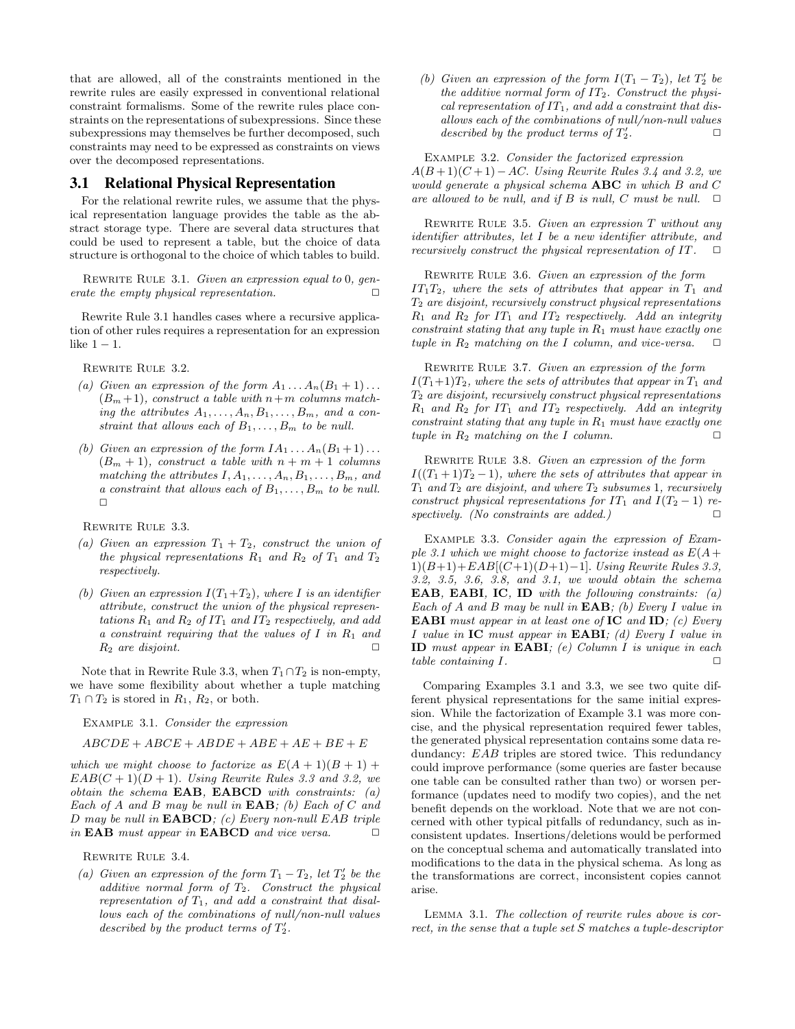that are allowed, all of the constraints mentioned in the rewrite rules are easily expressed in conventional relational constraint formalisms. Some of the rewrite rules place constraints on the representations of subexpressions. Since these subexpressions may themselves be further decomposed, such constraints may need to be expressed as constraints on views over the decomposed representations.

## 3.1 Relational Physical Representation

For the relational rewrite rules, we assume that the physical representation language provides the table as the abstract storage type. There are several data structures that could be used to represent a table, but the choice of data structure is orthogonal to the choice of which tables to build.

Rewrite Rule 3.1. *Given an expression equal to* 0*, generate the empty physical representation.* □

Rewrite Rule 3.1 handles cases where a recursive application of other rules requires a representation for an expression like $1-1$.

Rewrite Rule 3.2.

*(a) Given an expression of the form $A_1 \ldots A_n(B_1+1)\ldots(B_m+1)$, construct a table with $n+m$ columns matching the attributes $A_1,\ldots,A_n,B_1,\ldots,B_m$, and a constraint that allows each of $B_1,\ldots,B_m$ to be null.*

*(b) Given an expression of the form $IA_1 \ldots A_n(B_1+1)\ldots(B_m+1)$, construct a table with $n+m+1$ columns matching the attributes $I,A_1,\ldots,A_n,B_1,\ldots,B_m$, and a constraint that allows each of $B_1,\ldots,B_m$ to be null.* □

Rewrite Rule 3.3.

*(a) Given an expression $T_1+T_2$, construct the union of the physical representations $R_1$ and $R_2$ of $T_1$ and $T_2$ respectively.*

*(b) Given an expression $I(T_1+T_2)$, where $I$ is an identifier attribute, construct the union of the physical representations $R_1$ and $R_2$ of $IT_1$ and $IT_2$ respectively, and add a constraint requiring that the values of $I$ in $R_1$ and $R_2$ are disjoint.* □

Note that in Rewrite Rule 3.3, when $T_1 \cap T_2$ is non-empty, we have some flexibility about whether a tuple matching $T_1 \cap T_2$ is stored in $R_1$, $R_2$, or both.

Example 3.1. *Consider the expression*

$$ABCDE + ABCE + ABDE + ABE + AE + BE + E$$

*which we might choose to factorize as $E(A+1)(B+1)+EAB(C+1)(D+1)$. Using Rewrite Rules 3.3 and 3.2, we obtain the schema **EAB**, **EABCD** with constraints: (a) Each of A and B may be null in **EAB**; (b) Each of C and D may be null in **EABCD**; (c) Every non-null EAB triple in **EAB** must appear in **EABCD** and vice versa.* □

Rewrite Rule 3.4.

*(a) Given an expression of the form $T_1-T_2$, let $T_2'$ be the additive normal form of $T_2$. Construct the physical representation of $T_1$, and add a constraint that disallows each of the combinations of null/non-null values described by the product terms of $T_2'$.*

*(b) Given an expression of the form $I(T_1-T_2)$, let $T_2'$ be the additive normal form of $IT_2$. Construct the physical representation of $IT_1$, and add a constraint that disallows each of the combinations of null/non-null values described by the product terms of $T_2'$.* □

Example 3.2. *Consider the factorized expression $A(B+1)(C+1)-AC$. Using Rewrite Rules 3.4 and 3.2, we would generate a physical schema **ABC** in which B and C are allowed to be null, and if B is null, C must be null.* □

Rewrite Rule 3.5. *Given an expression $T$ without any identifier attributes, let $I$ be a new identifier attribute, and recursively construct the physical representation of $IT$.* □

Rewrite Rule 3.6. *Given an expression of the form $IT_1T_2$, where the sets of attributes that appear in $T_1$ and $T_2$ are disjoint, recursively construct physical representations $R_1$ and $R_2$ for $IT_1$ and $IT_2$ respectively. Add an integrity constraint stating that any tuple in $R_1$ must have exactly one tuple in $R_2$ matching on the I column, and vice-versa.* □

Rewrite Rule 3.7. *Given an expression of the form $I(T_1+1)T_2$, where the sets of attributes that appear in $T_1$ and $T_2$ are disjoint, recursively construct physical representations $R_1$ and $R_2$ for $IT_1$ and $IT_2$ respectively. Add an integrity constraint stating that any tuple in $R_1$ must have exactly one tuple in $R_2$ matching on the I column.* □

Rewrite Rule 3.8. *Given an expression of the form $I((T_1+1)T_2-1)$, where the sets of attributes that appear in $T_1$ and $T_2$ are disjoint, and where $T_2$ subsumes 1, recursively construct physical representations for $IT_1$ and $I(T_2-1)$ respectively. (No constraints are added.)* □

Example 3.3. *Consider again the expression of Example 3.1 which we might choose to factorize instead as $E(A+1)(B+1)+EAB[(C+1)(D+1)-1]$. Using Rewrite Rules 3.3, 3.2, 3.5, 3.6, 3.8, and 3.1, we would obtain the schema **EAB**, **EABI**, **IC**, **ID** with the following constraints: (a) Each of A and B may be null in **EAB**; (b) Every I value in **EABI** must appear in at least one of **IC** and **ID**; (c) Every I value in **IC** must appear in **EABI**; (d) Every I value in **ID** must appear in **EABI**; (e) Column I is unique in each table containing I.* □

Comparing Examples 3.1 and 3.3, we see two quite different physical representations for the same initial expression. While the factorization of Example 3.1 was more concise, and the physical representation required fewer tables, the generated physical representation contains some data redundancy: EAB triples are stored twice. This redundancy could improve performance (some queries are faster because one table can be consulted rather than two) or worsen performance (updates need to modify two copies), and the net benefit depends on the workload. Note that we are not concerned with other typical pitfalls of redundancy, such as inconsistent updates. Insertions/deletions would be performed on the conceptual schema and automatically translated into modifications to the data in the physical schema. As long as the transformations are correct, inconsistent copies cannot arise.

Lemma 3.1. *The collection of rewrite rules above is correct, in the sense that a tuple set S matches a tuple-descriptor*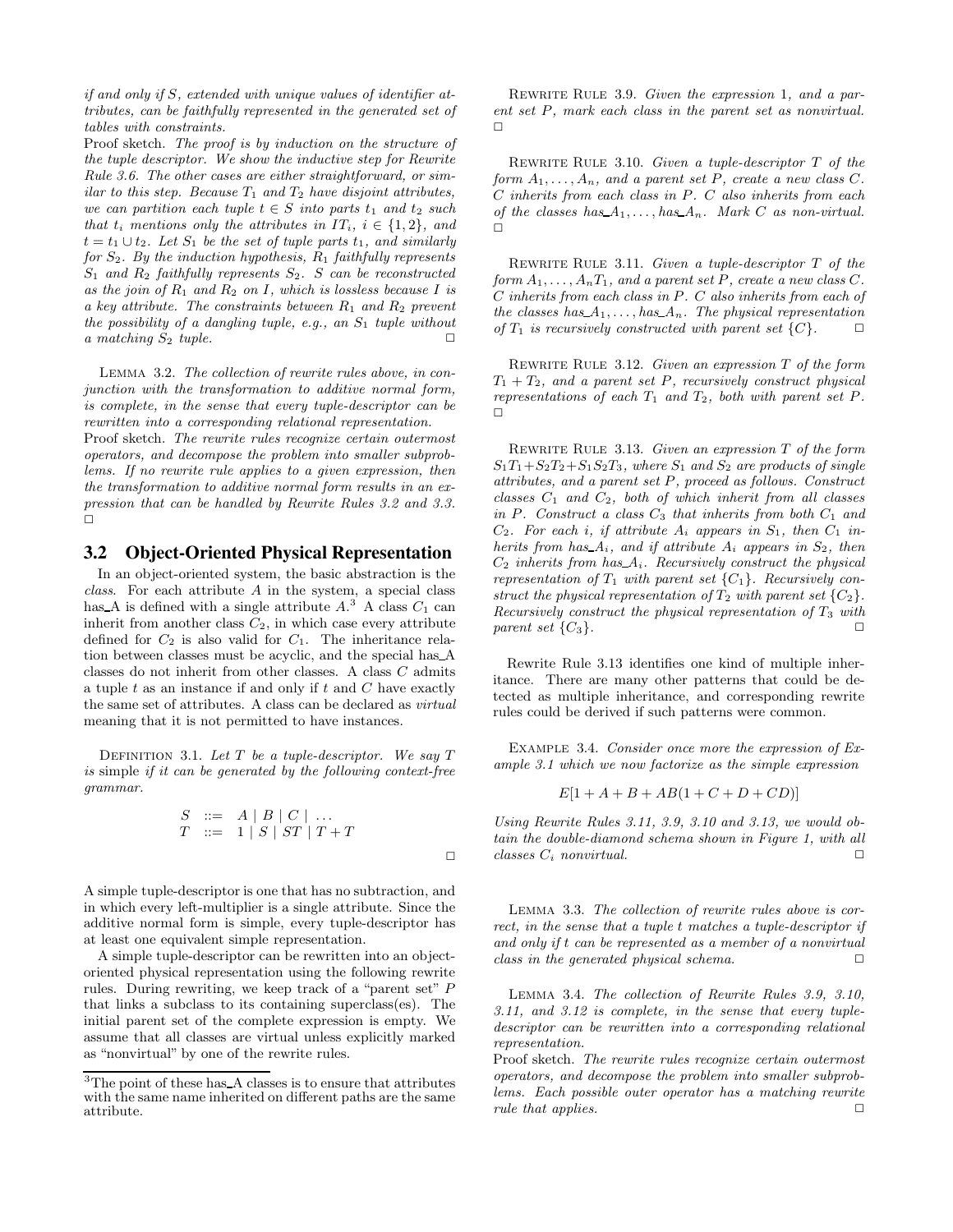*if and only if S, extended with unique values of identifier attributes, can be faithfully represented in the generated set of tables with constraints.*

Proof sketch. *The proof is by induction on the structure of the tuple descriptor. We show the inductive step for Rewrite Rule 3.6. The other cases are either straightforward, or similar to this step. Because $T_1$ and $T_2$ have disjoint attributes, we can partition each tuple $t \in S$ into parts $t_1$ and $t_2$ such that $t_i$ mentions only the attributes in $IT_i$, $i \in \{1, 2\}$, and $t = t_1 \cup t_2$. Let $S_1$ be the set of tuple parts $t_1$, and similarly for $S_2$. By the induction hypothesis, $R_1$ faithfully represents $S_1$ and $R_2$ faithfully represents $S_2$. S can be reconstructed as the join of $R_1$ and $R_2$ on I, which is lossless because I is a key attribute. The constraints between $R_1$ and $R_2$ prevent the possibility of a dangling tuple, e.g., an $S_1$ tuple without a matching $S_2$ tuple.* □

Lemma 3.2. *The collection of rewrite rules above, in conjunction with the transformation to additive normal form, is complete, in the sense that every tuple-descriptor can be rewritten into a corresponding relational representation.*

Proof sketch. *The rewrite rules recognize certain outermost operators, and decompose the problem into smaller subproblems. If no rewrite rule applies to a given expression, then the transformation to additive normal form results in an expression that can be handled by Rewrite Rules 3.2 and 3.3.* □

## 3.2 Object-Oriented Physical Representation

In an object-oriented system, the basic abstraction is the *class*. For each attribute $A$ in the system, a special class has_A is defined with a single attribute $A$.[3] A class $C_1$ can inherit from another class $C_2$, in which case every attribute defined for $C_2$ is also valid for $C_1$. The inheritance relation between classes must be acyclic, and the special has_A classes do not inherit from other classes. A class $C$ admits a tuple $t$ as an instance if and only if $t$ and $C$ have exactly the same set of attributes. A class can be declared as *virtual* meaning that it is not permitted to have instances.

Definition 3.1. *Let T be a tuple-descriptor. We say T is* simple *if it can be generated by the following context-free grammar.*

$$\begin{array}{lcl} S & ::= & A \mid B \mid C \mid \ldots \\ T & ::= & 1 \mid S \mid ST \mid T + T \end{array}$$

□

A simple tuple-descriptor is one that has no subtraction, and in which every left-multiplier is a single attribute. Since the additive normal form is simple, every tuple-descriptor has at least one equivalent simple representation.

A simple tuple-descriptor can be rewritten into an object-oriented physical representation using the following rewrite rules. During rewriting, we keep track of a "parent set" $P$ that links a subclass to its containing superclass(es). The initial parent set of the complete expression is empty. We assume that all classes are virtual unless explicitly marked as "nonvirtual" by one of the rewrite rules.

[3] The point of these has_A classes is to ensure that attributes with the same name inherited on different paths are the same attribute.

Rewrite Rule 3.9. *Given the expression 1, and a parent set P, mark each class in the parent set as nonvirtual.* □

Rewrite Rule 3.10. *Given a tuple-descriptor T of the form $A_1, \ldots, A_n$, and a parent set P, create a new class C. C inherits from each class in P. C also inherits from each of the classes has_$A_1, \ldots,$ has_$A_n$. Mark C as non-virtual.* □

Rewrite Rule 3.11. *Given a tuple-descriptor T of the form $A_1, \ldots, A_n T_1$, and a parent set P, create a new class C. C inherits from each class in P. C also inherits from each of the classes has_$A_1, \ldots,$ has_$A_n$. The physical representation of $T_1$ is recursively constructed with parent set $\{C\}$.* □

Rewrite Rule 3.12. *Given an expression T of the form $T_1 + T_2$, and a parent set P, recursively construct physical representations of each $T_1$ and $T_2$, both with parent set P.* □

Rewrite Rule 3.13. *Given an expression T of the form $S_1T_1 + S_2T_2 + S_1S_2T_3$, where $S_1$ and $S_2$ are products of single attributes, and a parent set P, proceed as follows. Construct classes $C_1$ and $C_2$, both of which inherit from all classes in P. Construct a class $C_3$ that inherits from both $C_1$ and $C_2$. For each i, if attribute $A_i$ appears in $S_1$, then $C_1$ inherits from has_$A_i$, and if attribute $A_i$ appears in $S_2$, then $C_2$ inherits from has_$A_i$. Recursively construct the physical representation of $T_1$ with parent set $\{C_1\}$. Recursively construct the physical representation of $T_2$ with parent set $\{C_2\}$. Recursively construct the physical representation of $T_3$ with parent set $\{C_3\}$.* □

Rewrite Rule 3.13 identifies one kind of multiple inheritance. There are many other patterns that could be detected as multiple inheritance, and corresponding rewrite rules could be derived if such patterns were common.

Example 3.4. *Consider once more the expression of Example 3.1 which we now factorize as the simple expression*

$$E[1 + A + B + AB(1 + C + D + CD)]$$

*Using Rewrite Rules 3.11, 3.9, 3.10 and 3.13, we would obtain the double-diamond schema shown in Figure 1, with all classes $C_i$ nonvirtual.* □

Lemma 3.3. *The collection of rewrite rules above is correct, in the sense that a tuple t matches a tuple-descriptor if and only if t can be represented as a member of a nonvirtual class in the generated physical schema.* □

Lemma 3.4. *The collection of Rewrite Rules 3.9, 3.10, 3.11, and 3.12 is complete, in the sense that every tuple-descriptor can be rewritten into a corresponding relational representation.*

Proof sketch. *The rewrite rules recognize certain outermost operators, and decompose the problem into smaller subproblems. Each possible outer operator has a matching rewrite rule that applies.* □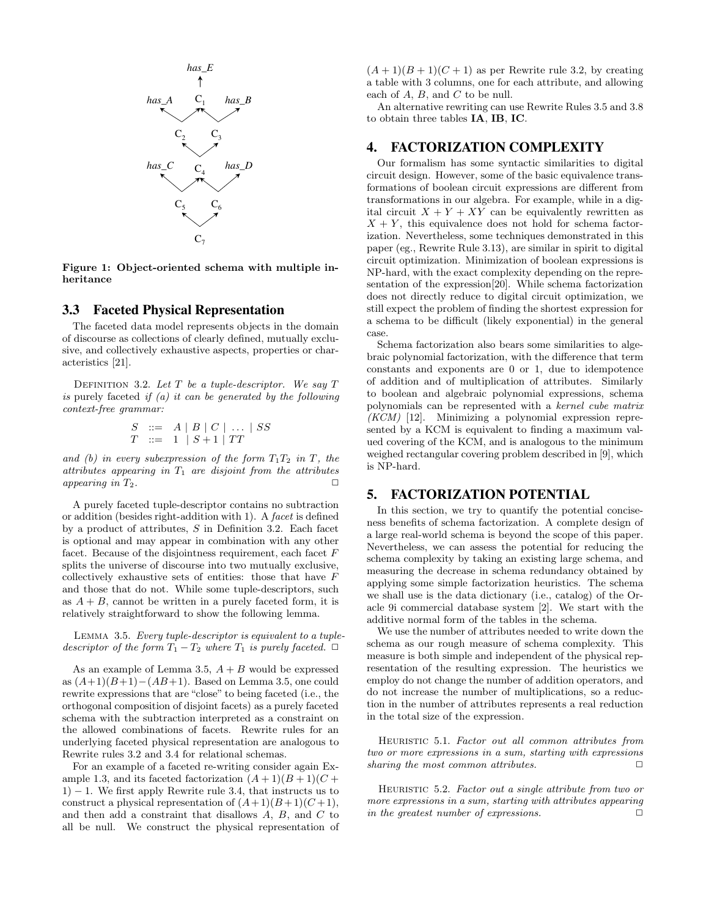**Figure 1: Object-oriented schema with multiple inheritance**

### 3.3 Faceted Physical Representation

The faceted data model represents objects in the domain of discourse as collections of clearly defined, mutually exclusive, and collectively exhaustive aspects, properties or characteristics [21].

DEFINITION 3.2. *Let $T$ be a tuple-descriptor. We say $T$ is* purely faceted *if (a) it can be generated by the following context-free grammar:*

$$S \ ::= \ A \mid B \mid C \mid \ \ldots \ \mid SS$$
$$T \ ::= \ 1 \ \mid S + 1 \mid TT$$

*and (b) in every subexpression of the form $T_1 T_2$ in $T$, the attributes appearing in $T_1$ are disjoint from the attributes appearing in $T_2$.* □

A purely faceted tuple-descriptor contains no subtraction or addition (besides right-addition with 1). A *facet* is defined by a product of attributes, $S$ in Definition 3.2. Each facet is optional and may appear in combination with any other facet. Because of the disjointness requirement, each facet $F$ splits the universe of discourse into two mutually exclusive, collectively exhaustive sets of entities: those that have $F$ and those that do not. While some tuple-descriptors, such as $A + B$, cannot be written in a purely faceted form, it is relatively straightforward to show the following lemma.

LEMMA 3.5. *Every tuple-descriptor is equivalent to a tuple-descriptor of the form $T_1 - T_2$ where $T_1$ is purely faceted.* □

As an example of Lemma 3.5, $A + B$ would be expressed as $(A+1)(B+1)-(AB+1)$. Based on Lemma 3.5, one could rewrite expressions that are "close" to being faceted (i.e., the orthogonal composition of disjoint facets) as a purely faceted schema with the subtraction interpreted as a constraint on the allowed combinations of facets. Rewrite rules for an underlying faceted physical representation are analogous to Rewrite rules 3.2 and 3.4 for relational schemas.

For an example of a faceted re-writing consider again Example 1.3, and its faceted factorization $(A+1)(B+1)(C+1) - 1$. We first apply Rewrite rule 3.4, that instructs us to construct a physical representation of $(A+1)(B+1)(C+1)$, and then add a constraint that disallows $A$, $B$, and $C$ to all be null. We construct the physical representation of $(A+1)(B+1)(C+1)$ as per Rewrite rule 3.2, by creating a table with 3 columns, one for each attribute, and allowing each of $A$, $B$, and $C$ to be null.

An alternative rewriting can use Rewrite Rules 3.5 and 3.8 to obtain three tables **IA**, **IB**, **IC**.

## 4. FACTORIZATION COMPLEXITY

Our formalism has some syntactic similarities to digital circuit design. However, some of the basic equivalence transformations of boolean circuit expressions are different from transformations in our algebra. For example, while in a digital circuit $X + Y + XY$ can be equivalently rewritten as $X + Y$, this equivalence does not hold for schema factorization. Nevertheless, some techniques demonstrated in this paper (eg., Rewrite Rule 3.13), are similar in spirit to digital circuit optimization. Minimization of boolean expressions is NP-hard, with the exact complexity depending on the representation of the expression[20]. While schema factorization does not directly reduce to digital circuit optimization, we still expect the problem of finding the shortest expression for a schema to be difficult (likely exponential) in the general case.

Schema factorization also bears some similarities to algebraic polynomial factorization, with the difference that term constants and exponents are 0 or 1, due to idempotence of addition and of multiplication of attributes. Similarly to boolean and algebraic polynomial expressions, schema polynomials can be represented with a *kernel cube matrix (KCM)* [12]. Minimizing a polynomial expression represented by a KCM is equivalent to finding a maximum valued covering of the KCM, and is analogous to the minimum weighed rectangular covering problem described in [9], which is NP-hard.

## 5. FACTORIZATION POTENTIAL

In this section, we try to quantify the potential conciseness benefits of schema factorization. A complete design of a large real-world schema is beyond the scope of this paper. Nevertheless, we can assess the potential for reducing the schema complexity by taking an existing large schema, and measuring the decrease in schema redundancy obtained by applying some simple factorization heuristics. The schema we shall use is the data dictionary (i.e., catalog) of the Oracle 9i commercial database system [2]. We start with the additive normal form of the tables in the schema.

We use the number of attributes needed to write down the schema as our rough measure of schema complexity. This measure is both simple and independent of the physical representation of the resulting expression. The heuristics we employ do not change the number of addition operators, and do not increase the number of multiplications, so a reduction in the number of attributes represents a real reduction in the total size of the expression.

HEURISTIC 5.1. *Factor out all common attributes from two or more expressions in a sum, starting with expressions sharing the most common attributes.* □

HEURISTIC 5.2. *Factor out a single attribute from two or more expressions in a sum, starting with attributes appearing in the greatest number of expressions.* □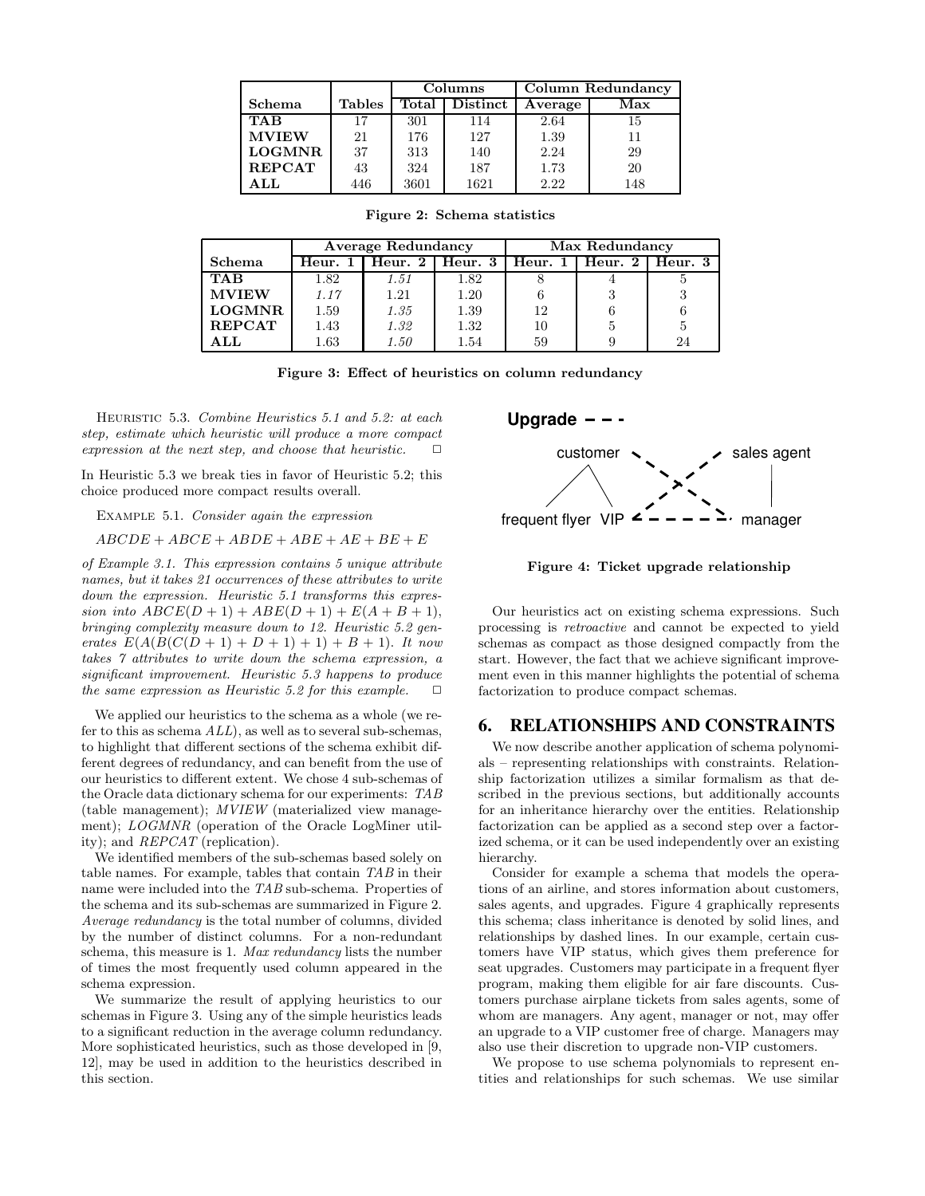| Schema | Tables | Columns | | Column Redundancy | |
|---|---|---|---|---|---|
| | | Total | Distinct | Average | Max |
| **TAB** | 17 | 301 | 114 | 2.64 | 15 |
| **MVIEW** | 21 | 176 | 127 | 1.39 | 11 |
| **LOGMNR** | 37 | 313 | 140 | 2.24 | 29 |
| **REPCAT** | 43 | 324 | 187 | 1.73 | 20 |
| **ALL** | 446 | 3601 | 1621 | 2.22 | 148 |

**Figure 2: Schema statistics**

| Schema | Average Redundancy | | | Max Redundancy | | |
|---|---|---|---|---|---|---|
| | Heur. 1 | Heur. 2 | Heur. 3 | Heur. 1 | Heur. 2 | Heur. 3 |
| **TAB** | 1.82 | *1.51* | 1.82 | 8 | 4 | 5 |
| **MVIEW** | *1.17* | 1.21 | 1.20 | 6 | 3 | 3 |
| **LOGMNR** | 1.59 | *1.35* | 1.39 | 12 | 6 | 6 |
| **REPCAT** | 1.43 | *1.32* | 1.32 | 10 | 5 | 5 |
| **ALL** | 1.63 | *1.50* | 1.54 | 59 | 9 | 24 |

**Figure 3: Effect of heuristics on column redundancy**

HEURISTIC 5.3. *Combine Heuristics 5.1 and 5.2: at each step, estimate which heuristic will produce a more compact expression at the next step, and choose that heuristic.* □

In Heuristic 5.3 we break ties in favor of Heuristic 5.2; this choice produced more compact results overall.

EXAMPLE 5.1. *Consider again the expression*

$ABCDE + ABCE + ABDE + ABE + AE + BE + E$

*of Example 3.1. This expression contains 5 unique attribute names, but it takes 21 occurrences of these attributes to write down the expression. Heuristic 5.1 transforms this expression into* $ABCE(D + 1) + ABE(D + 1) + E(A + B + 1)$*, bringing complexity measure down to 12. Heuristic 5.2 generates* $E(A(B(C(D + 1) + D + 1) + 1) + B + 1)$*. It now takes 7 attributes to write down the schema expression, a significant improvement. Heuristic 5.3 happens to produce the same expression as Heuristic 5.2 for this example.* □

We applied our heuristics to the schema as a whole (we refer to this as schema *ALL*), as well as to several sub-schemas, to highlight that different sections of the schema exhibit different degrees of redundancy, and can benefit from the use of our heuristics to different extent. We chose 4 sub-schemas of the Oracle data dictionary schema for our experiments: *TAB* (table management); *MVIEW* (materialized view management); *LOGMNR* (operation of the Oracle LogMiner utility); and *REPCAT* (replication).

We identified members of the sub-schemas based solely on table names. For example, tables that contain *TAB* in their name were included into the *TAB* sub-schema. Properties of the schema and its sub-schemas are summarized in Figure 2. *Average redundancy* is the total number of columns, divided by the number of distinct columns. For a non-redundant schema, this measure is 1. *Max redundancy* lists the number of times the most frequently used column appeared in the schema expression.

We summarize the result of applying heuristics to our schemas in Figure 3. Using any of the simple heuristics leads to a significant reduction in the average column redundancy. More sophisticated heuristics, such as those developed in [9, 12], may be used in addition to the heuristics described in this section.

**Figure 4: Ticket upgrade relationship**

Our heuristics act on existing schema expressions. Such processing is *retroactive* and cannot be expected to yield schemas as compact as those designed compactly from the start. However, the fact that we achieve significant improvement even in this manner highlights the potential of schema factorization to produce compact schemas.

## 6. RELATIONSHIPS AND CONSTRAINTS

We now describe another application of schema polynomials – representing relationships with constraints. Relationship factorization utilizes a similar formalism as that described in the previous sections, but additionally accounts for an inheritance hierarchy over the entities. Relationship factorization can be applied as a second step over a factorized schema, or it can be used independently over an existing hierarchy.

Consider for example a schema that models the operations of an airline, and stores information about customers, sales agents, and upgrades. Figure 4 graphically represents this schema; class inheritance is denoted by solid lines, and relationships by dashed lines. In our example, certain customers have VIP status, which gives them preference for seat upgrades. Customers may participate in a frequent flyer program, making them eligible for air fare discounts. Customers purchase airplane tickets from sales agents, some of whom are managers. Any agent, manager or not, may offer an upgrade to a VIP customer free of charge. Managers may also use their discretion to upgrade non-VIP customers.

We propose to use schema polynomials to represent entities and relationships for such schemas. We use similar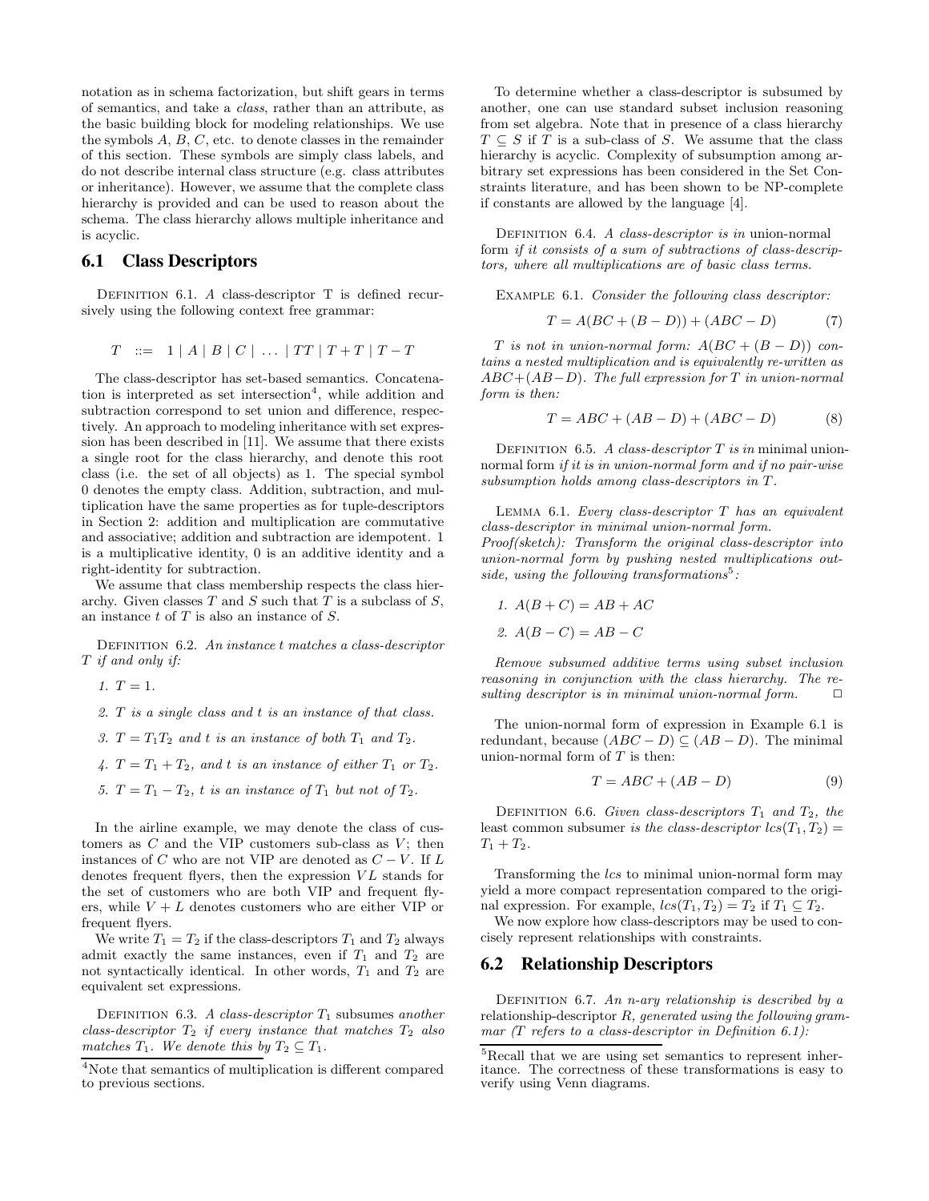notation as in schema factorization, but shift gears in terms of semantics, and take a *class*, rather than an attribute, as the basic building block for modeling relationships. We use the symbols $A$, $B$, $C$, etc. to denote classes in the remainder of this section. These symbols are simply class labels, and do not describe internal class structure (e.g. class attributes or inheritance). However, we assume that the complete class hierarchy is provided and can be used to reason about the schema. The class hierarchy allows multiple inheritance and is acyclic.

## 6.1 Class Descriptors

Definition 6.1. *A* class-descriptor T *is defined recursively using the following context free grammar:*

$$T \ ::= \ 1 \mid A \mid B \mid C \mid \ \ldots \ \mid TT \mid T + T \mid T - T$$

The class-descriptor has set-based semantics. Concatenation is interpreted as set intersection[4], while addition and subtraction correspond to set union and difference, respectively. An approach to modeling inheritance with set expression has been described in [11]. We assume that there exists a single root for the class hierarchy, and denote this root class (i.e. the set of all objects) as 1. The special symbol 0 denotes the empty class. Addition, subtraction, and multiplication have the same properties as for tuple-descriptors in Section 2: addition and multiplication are commutative and associative; addition and subtraction are idempotent. 1 is a multiplicative identity, 0 is an additive identity and a right-identity for subtraction.

We assume that class membership respects the class hierarchy. Given classes $T$ and $S$ such that $T$ is a subclass of $S$, an instance $t$ of $T$ is also an instance of $S$.

Definition 6.2. *An instance $t$ matches a class-descriptor $T$ if and only if:*

1. *$T = 1$.*
2. *$T$ is a single class and $t$ is an instance of that class.*
3. *$T = T_1T_2$ and $t$ is an instance of both $T_1$ and $T_2$.*
4. *$T = T_1 + T_2$, and $t$ is an instance of either $T_1$ or $T_2$.*
5. *$T = T_1 - T_2$, $t$ is an instance of $T_1$ but not of $T_2$.*

In the airline example, we may denote the class of customers as $C$ and the VIP customers sub-class as $V$; then instances of $C$ who are not VIP are denoted as $C - V$. If $L$ denotes frequent flyers, then the expression $VL$ stands for the set of customers who are both VIP and frequent flyers, while $V + L$ denotes customers who are either VIP or frequent flyers.

We write $T_1 = T_2$ if the class-descriptors $T_1$ and $T_2$ always admit exactly the same instances, even if $T_1$ and $T_2$ are not syntactically identical. In other words, $T_1$ and $T_2$ are equivalent set expressions.

Definition 6.3. *A class-descriptor $T_1$* subsumes *another class-descriptor $T_2$ if every instance that matches $T_2$ also matches $T_1$. We denote this by $T_2 \subseteq T_1$.*

[4]Note that semantics of multiplication is different compared to previous sections.

To determine whether a class-descriptor is subsumed by another, one can use standard subset inclusion reasoning from set algebra. Note that in presence of a class hierarchy $T \subseteq S$ if $T$ is a sub-class of $S$. We assume that the class hierarchy is acyclic. Complexity of subsumption among arbitrary set expressions has been considered in the Set Constraints literature, and has been shown to be NP-complete if constants are allowed by the language [4].

Definition 6.4. *A class-descriptor is in* union-normal form *if it consists of a sum of subtractions of class-descriptors, where all multiplications are of basic class terms.*

Example 6.1. *Consider the following class descriptor:*

$$T = A(BC + (B - D)) + (ABC - D) \tag{7}$$

*$T$ is not in union-normal form: $A(BC + (B - D))$ contains a nested multiplication and is equivalently re-written as $ABC + (AB - D)$. The full expression for $T$ in union-normal form is then:*

$$T = ABC + (AB - D) + (ABC - D) \tag{8}$$

Definition 6.5. *A class-descriptor $T$ is in* minimal union-normal form *if it is in union-normal form and if no pair-wise subsumption holds among class-descriptors in $T$.*

Lemma 6.1. *Every class-descriptor $T$ has an equivalent class-descriptor in minimal union-normal form.*
*Proof(sketch): Transform the original class-descriptor into union-normal form by pushing nested multiplications outside, using the following transformations*[5]*:*

1. *$A(B + C) = AB + AC$*
2. *$A(B - C) = AB - C$*

*Remove subsumed additive terms using subset inclusion reasoning in conjunction with the class hierarchy. The resulting descriptor is in minimal union-normal form.* $\square$

The union-normal form of expression in Example 6.1 is redundant, because $(ABC - D) \subseteq (AB - D)$. The minimal union-normal form of $T$ is then:

$$T = ABC + (AB - D) \tag{9}$$

Definition 6.6. *Given class-descriptors $T_1$ and $T_2$, the* least common subsumer *is the class-descriptor $lcs(T_1, T_2) = T_1 + T_2$.*

Transforming the $lcs$ to minimal union-normal form may yield a more compact representation compared to the original expression. For example, $lcs(T_1, T_2) = T_2$ if $T_1 \subseteq T_2$.

We now explore how class-descriptors may be used to concisely represent relationships with constraints.

## 6.2 Relationship Descriptors

Definition 6.7. *An n-ary relationship is described by a* relationship-descriptor *$R$, generated using the following grammar ($T$ refers to a class-descriptor in Definition 6.1):*

[5]Recall that we are using set semantics to represent inheritance. The correctness of these transformations is easy to verify using Venn diagrams.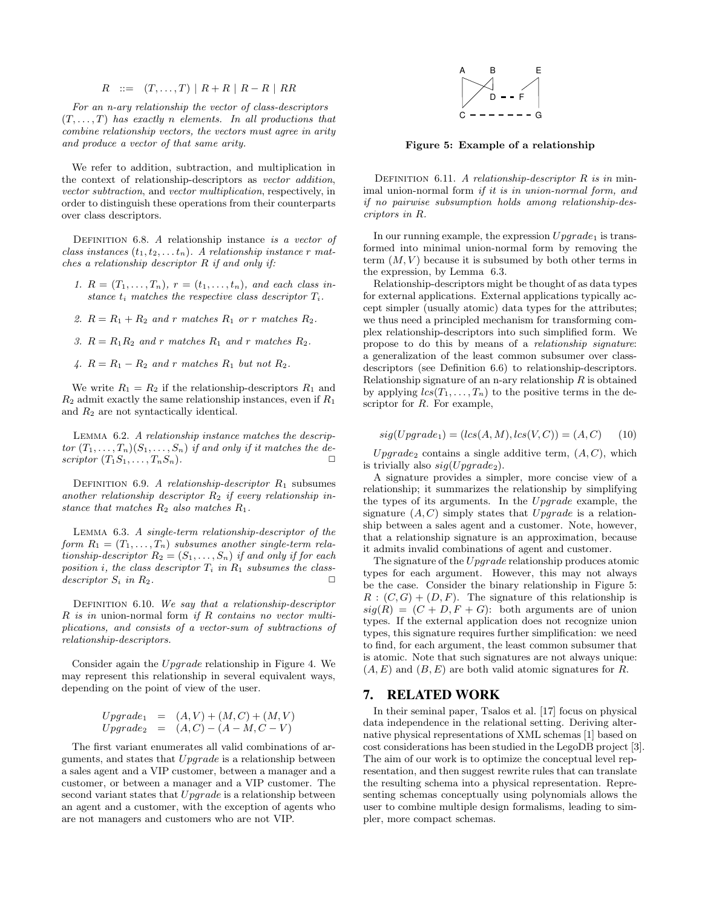$$R \ ::= \ (T, \ldots, T) \mid R + R \mid R - R \mid RR$$

*For an n-ary relationship the vector of class-descriptors $(T, \ldots, T)$ has exactly n elements. In all productions that combine relationship vectors, the vectors must agree in arity and produce a vector of that same arity.*

We refer to addition, subtraction, and multiplication in the context of relationship-descriptors as *vector addition*, *vector subtraction*, and *vector multiplication*, respectively, in order to distinguish these operations from their counterparts over class descriptors.

DEFINITION 6.8. *A* relationship instance *is a vector of class instances $(t_1, t_2, \ldots t_n)$. A relationship instance r matches a relationship descriptor R if and only if:*

1. *$R = (T_1, \ldots, T_n)$, $r = (t_1, \ldots, t_n)$, and each class instance $t_i$ matches the respective class descriptor $T_i$.*
2. *$R = R_1 + R_2$ and r matches $R_1$ or r matches $R_2$.*
3. *$R = R_1 R_2$ and r matches $R_1$ and r matches $R_2$.*
4. *$R = R_1 - R_2$ and r matches $R_1$ but not $R_2$.*

We write $R_1 = R_2$ if the relationship-descriptors $R_1$ and $R_2$ admit exactly the same relationship instances, even if $R_1$ and $R_2$ are not syntactically identical.

LEMMA 6.2. *A relationship instance matches the descriptor $(T_1, \ldots, T_n)(S_1, \ldots, S_n)$ if and only if it matches the descriptor $(T_1 S_1, \ldots, T_n S_n)$.* □

DEFINITION 6.9. *A relationship-descriptor $R_1$ subsumes another relationship descriptor $R_2$ if every relationship instance that matches $R_2$ also matches $R_1$.*

LEMMA 6.3. *A single-term relationship-descriptor of the form $R_1 = (T_1, \ldots, T_n)$ subsumes another single-term relationship-descriptor $R_2 = (S_1, \ldots, S_n)$ if and only if for each position i, the class descriptor $T_i$ in $R_1$ subsumes the class-descriptor $S_i$ in $R_2$.* □

DEFINITION 6.10. *We say that a relationship-descriptor R is in* union-normal form *if R contains no vector multiplications, and consists of a vector-sum of subtractions of relationship-descriptors.*

Consider again the *Upgrade* relationship in Figure 4. We may represent this relationship in several equivalent ways, depending on the point of view of the user.

$$\begin{aligned} Upgrade_1 &= (A, V) + (M, C) + (M, V) \\ Upgrade_2 &= (A, C) - (A - M, C - V) \end{aligned}$$

The first variant enumerates all valid combinations of arguments, and states that *Upgrade* is a relationship between a sales agent and a VIP customer, between a manager and a customer, or between a manager and a VIP customer. The second variant states that *Upgrade* is a relationship between an agent and a customer, with the exception of agents who are not managers and customers who are not VIP.

**Figure 5: Example of a relationship**

DEFINITION 6.11. *A relationship-descriptor R is in* minimal union-normal form *if it is in union-normal form, and if no pairwise subsumption holds among relationship-descriptors in R.*

In our running example, the expression $Upgrade_1$ is transformed into minimal union-normal form by removing the term $(M, V)$ because it is subsumed by both other terms in the expression, by Lemma 6.3.

Relationship-descriptors might be thought of as data types for external applications. External applications typically accept simpler (usually atomic) data types for the attributes; we thus need a principled mechanism for transforming complex relationship-descriptors into such simplified form. We propose to do this by means of a *relationship signature*: a generalization of the least common subsumer over class-descriptors (see Definition 6.6) to relationship-descriptors. Relationship signature of an n-ary relationship R is obtained by applying $lcs(T_1, \ldots, T_n)$ to the positive terms in the descriptor for R. For example,

$$sig(Upgrade_1) = (lcs(A, M), lcs(V, C)) = (A, C) \qquad (10)$$

$Upgrade_2$ contains a single additive term, $(A, C)$, which is trivially also $sig(Upgrade_2)$.

A signature provides a simpler, more concise view of a relationship; it summarizes the relationship by simplifying the types of its arguments. In the *Upgrade* example, the signature $(A, C)$ simply states that *Upgrade* is a relationship between a sales agent and a customer. Note, however, that a relationship signature is an approximation, because it admits invalid combinations of agent and customer.

The signature of the *Upgrade* relationship produces atomic types for each argument. However, this may not always be the case. Consider the binary relationship in Figure 5: $R : (C, G) + (D, F)$. The signature of this relationship is $sig(R) = (C + D, F + G)$: both arguments are of union types. If the external application does not recognize union types, this signature requires further simplification: we need to find, for each argument, the least common subsumer that is atomic. Note that such signatures are not always unique: $(A, E)$ and $(B, E)$ are both valid atomic signatures for R.

## 7. RELATED WORK

In their seminal paper, Tsalos et al. [17] focus on physical data independence in the relational setting. Deriving alternative physical representations of XML schemas [1] based on cost considerations has been studied in the LegoDB project [3]. The aim of our work is to optimize the conceptual level representation, and then suggest rewrite rules that can translate the resulting schema into a physical representation. Representing schemas conceptually using polynomials allows the user to combine multiple design formalisms, leading to simpler, more compact schemas.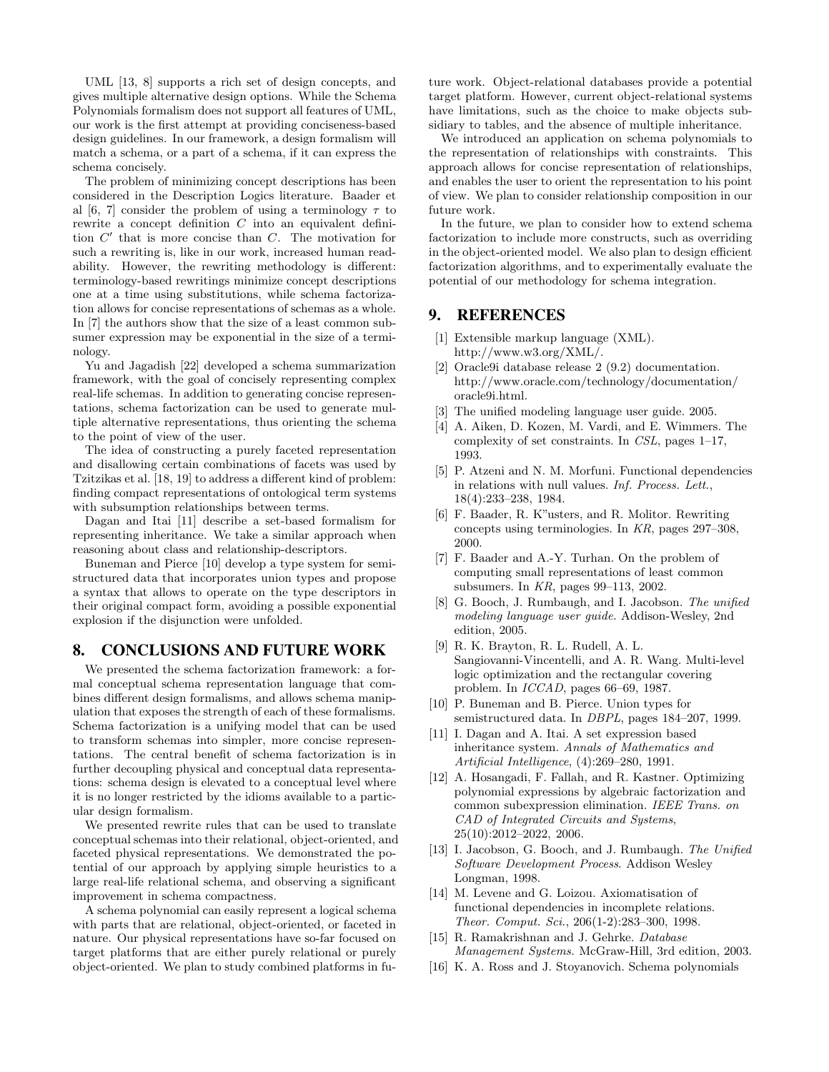UML [13, 8] supports a rich set of design concepts, and gives multiple alternative design options. While the Schema Polynomials formalism does not support all features of UML, our work is the first attempt at providing conciseness-based design guidelines. In our framework, a design formalism will match a schema, or a part of a schema, if it can express the schema concisely.

The problem of minimizing concept descriptions has been considered in the Description Logics literature. Baader et al [6, 7] consider the problem of using a terminology $\tau$ to rewrite a concept definition $C$ into an equivalent definition $C'$ that is more concise than $C$. The motivation for such a rewriting is, like in our work, increased human readability. However, the rewriting methodology is different: terminology-based rewritings minimize concept descriptions one at a time using substitutions, while schema factorization allows for concise representations of schemas as a whole. In [7] the authors show that the size of a least common subsumer expression may be exponential in the size of a terminology.

Yu and Jagadish [22] developed a schema summarization framework, with the goal of concisely representing complex real-life schemas. In addition to generating concise representations, schema factorization can be used to generate multiple alternative representations, thus orienting the schema to the point of view of the user.

The idea of constructing a purely faceted representation and disallowing certain combinations of facets was used by Tzitzikas et al. [18, 19] to address a different kind of problem: finding compact representations of ontological term systems with subsumption relationships between terms.

Dagan and Itai [11] describe a set-based formalism for representing inheritance. We take a similar approach when reasoning about class and relationship-descriptors.

Buneman and Pierce [10] develop a type system for semistructured data that incorporates union types and propose a syntax that allows to operate on the type descriptors in their original compact form, avoiding a possible exponential explosion if the disjunction were unfolded.

## 8. CONCLUSIONS AND FUTURE WORK

We presented the schema factorization framework: a formal conceptual schema representation language that combines different design formalisms, and allows schema manipulation that exposes the strength of each of these formalisms. Schema factorization is a unifying model that can be used to transform schemas into simpler, more concise representations. The central benefit of schema factorization is in further decoupling physical and conceptual data representations: schema design is elevated to a conceptual level where it is no longer restricted by the idioms available to a particular design formalism.

We presented rewrite rules that can be used to translate conceptual schemas into their relational, object-oriented, and faceted physical representations. We demonstrated the potential of our approach by applying simple heuristics to a large real-life relational schema, and observing a significant improvement in schema compactness.

A schema polynomial can easily represent a logical schema with parts that are relational, object-oriented, or faceted in nature. Our physical representations have so-far focused on target platforms that are either purely relational or purely object-oriented. We plan to study combined platforms in future work. Object-relational databases provide a potential target platform. However, current object-relational systems have limitations, such as the choice to make objects subsidiary to tables, and the absence of multiple inheritance.

We introduced an application on schema polynomials to the representation of relationships with constraints. This approach allows for concise representation of relationships, and enables the user to orient the representation to his point of view. We plan to consider relationship composition in our future work.

In the future, we plan to consider how to extend schema factorization to include more constructs, such as overriding in the object-oriented model. We also plan to design efficient factorization algorithms, and to experimentally evaluate the potential of our methodology for schema integration.

## 9. REFERENCES

[1] Extensible markup language (XML). http://www.w3.org/XML/.

[2] Oracle9i database release 2 (9.2) documentation. http://www.oracle.com/technology/documentation/oracle9i.html.

[3] The unified modeling language user guide. 2005.

[4] A. Aiken, D. Kozen, M. Vardi, and E. Wimmers. The complexity of set constraints. In *CSL*, pages 1–17, 1993.

[5] P. Atzeni and N. M. Morfuni. Functional dependencies in relations with null values. *Inf. Process. Lett.*, 18(4):233–238, 1984.

[6] F. Baader, R. K"usters, and R. Molitor. Rewriting concepts using terminologies. In *KR*, pages 297–308, 2000.

[7] F. Baader and A.-Y. Turhan. On the problem of computing small representations of least common subsumers. In *KR*, pages 99–113, 2002.

[8] G. Booch, J. Rumbaugh, and I. Jacobson. *The unified modeling language user guide.* Addison-Wesley, 2nd edition, 2005.

[9] R. K. Brayton, R. L. Rudell, A. L. Sangiovanni-Vincentelli, and A. R. Wang. Multi-level logic optimization and the rectangular covering problem. In *ICCAD*, pages 66–69, 1987.

[10] P. Buneman and B. Pierce. Union types for semistructured data. In *DBPL*, pages 184–207, 1999.

[11] I. Dagan and A. Itai. A set expression based inheritance system. *Annals of Mathematics and Artificial Intelligence*, (4):269–280, 1991.

[12] A. Hosangadi, F. Fallah, and R. Kastner. Optimizing polynomial expressions by algebraic factorization and common subexpression elimination. *IEEE Trans. on CAD of Integrated Circuits and Systems*, 25(10):2012–2022, 2006.

[13] I. Jacobson, G. Booch, and J. Rumbaugh. *The Unified Software Development Process*. Addison Wesley Longman, 1998.

[14] M. Levene and G. Loizou. Axiomatisation of functional dependencies in incomplete relations. *Theor. Comput. Sci.*, 206(1-2):283–300, 1998.

[15] R. Ramakrishnan and J. Gehrke. *Database Management Systems.* McGraw-Hill, 3rd edition, 2003.

[16] K. A. Ross and J. Stoyanovich. Schema polynomials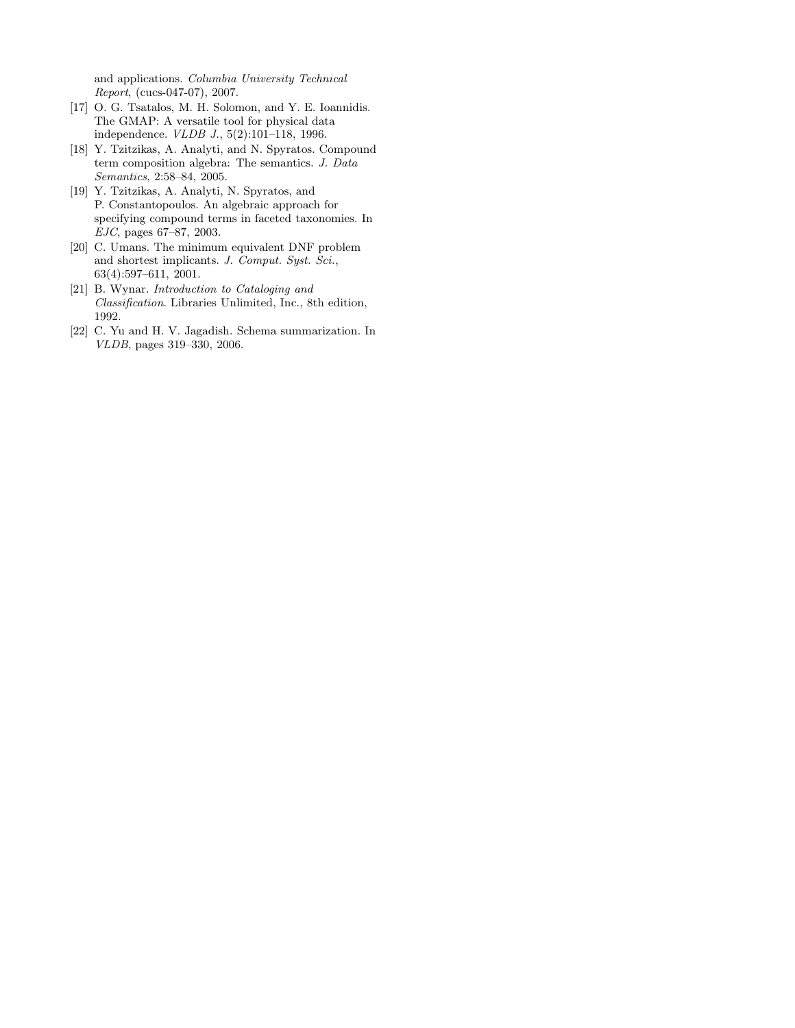and applications. *Columbia University Technical Report*, (cucs-047-07), 2007.

[17] O. G. Tsatalos, M. H. Solomon, and Y. E. Ioannidis. The GMAP: A versatile tool for physical data independence. *VLDB J.*, 5(2):101–118, 1996.

[18] Y. Tzitzikas, A. Analyti, and N. Spyratos. Compound term composition algebra: The semantics. *J. Data Semantics*, 2:58–84, 2005.

[19] Y. Tzitzikas, A. Analyti, N. Spyratos, and P. Constantopoulos. An algebraic approach for specifying compound terms in faceted taxonomies. In *EJC*, pages 67–87, 2003.

[20] C. Umans. The minimum equivalent DNF problem and shortest implicants. *J. Comput. Syst. Sci.*, 63(4):597–611, 2001.

[21] B. Wynar. *Introduction to Cataloging and Classification*. Libraries Unlimited, Inc., 8th edition, 1992.

[22] C. Yu and H. V. Jagadish. Schema summarization. In *VLDB*, pages 319–330, 2006.